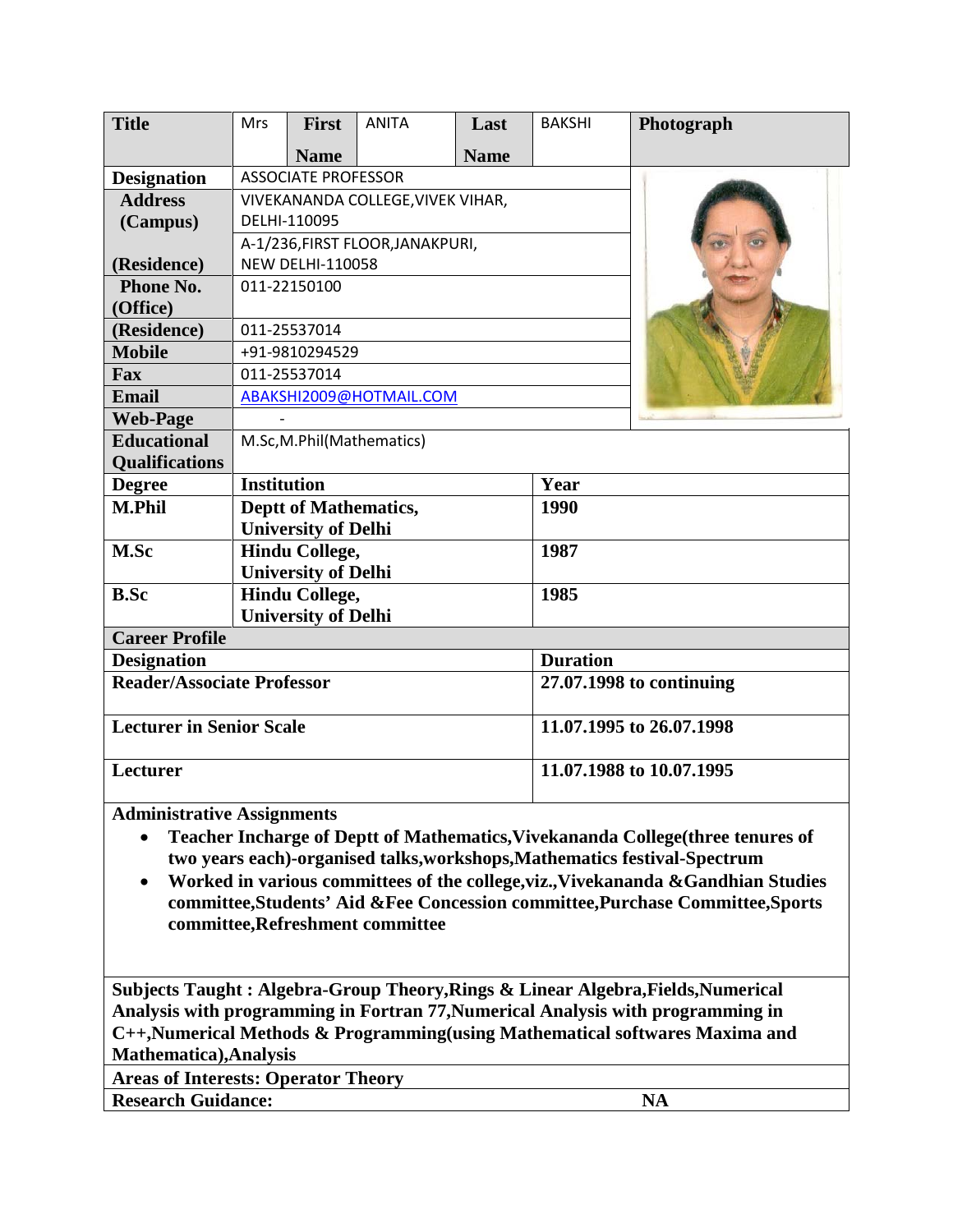| Title | Mrs | First Name | ANITA | Last Name | BAKSHI | Photograph |
|---|---|---|---|---|---|---|
| Designation | ASSOCIATE PROFESSOR | | | | | |
| Address (Campus) | VIVEKANANDA COLLEGE,VIVEK VIHAR, DELHI-110095 | | | | | |
| (Residence) | A-1/236,FIRST FLOOR,JANAKPURI, NEW DELHI-110058 | | | | | |
| Phone No. (Office) | 011-22150100 | | | | | |
| (Residence) | 011-25537014 | | | | | |
| Mobile | +91-9810294529 | | | | | |
| Fax | 011-25537014 | | | | | |
| Email | ABAKSHI2009@HOTMAIL.COM | | | | | |
| Web-Page | - | | | | | |
| Educational Qualifications | M.Sc,M.Phil(Mathematics) | | | | | |

| Degree | Institution | Year |
|---|---|---|
| M.Phil | Deptt of Mathematics, University of Delhi | 1990 |
| M.Sc | Hindu College, University of Delhi | 1987 |
| B.Sc | Hindu College, University of Delhi | 1985 |

**Career Profile**

| Designation | Duration |
|---|---|
| Reader/Associate Professor | 27.07.1998 to continuing |
| Lecturer in Senior Scale | 11.07.1995 to 26.07.1998 |
| Lecturer | 11.07.1988 to 10.07.1995 |

**Administrative Assignments**

- **Teacher Incharge of Deptt of Mathematics,Vivekananda College(three tenures of two years each)-organised talks,workshops,Mathematics festival-Spectrum**
- **Worked in various committees of the college,viz.,Vivekananda &Gandhian Studies committee,Students' Aid &Fee Concession committee,Purchase Committee,Sports committee,Refreshment committee**

**Subjects Taught : Algebra-Group Theory,Rings & Linear Algebra,Fields,Numerical Analysis with programming in Fortran 77,Numerical Analysis with programming in C++,Numerical Methods & Programming(using Mathematical softwares Maxima and Mathematica),Analysis**

**Areas of Interests: Operator Theory**

**Research Guidance:** **NA**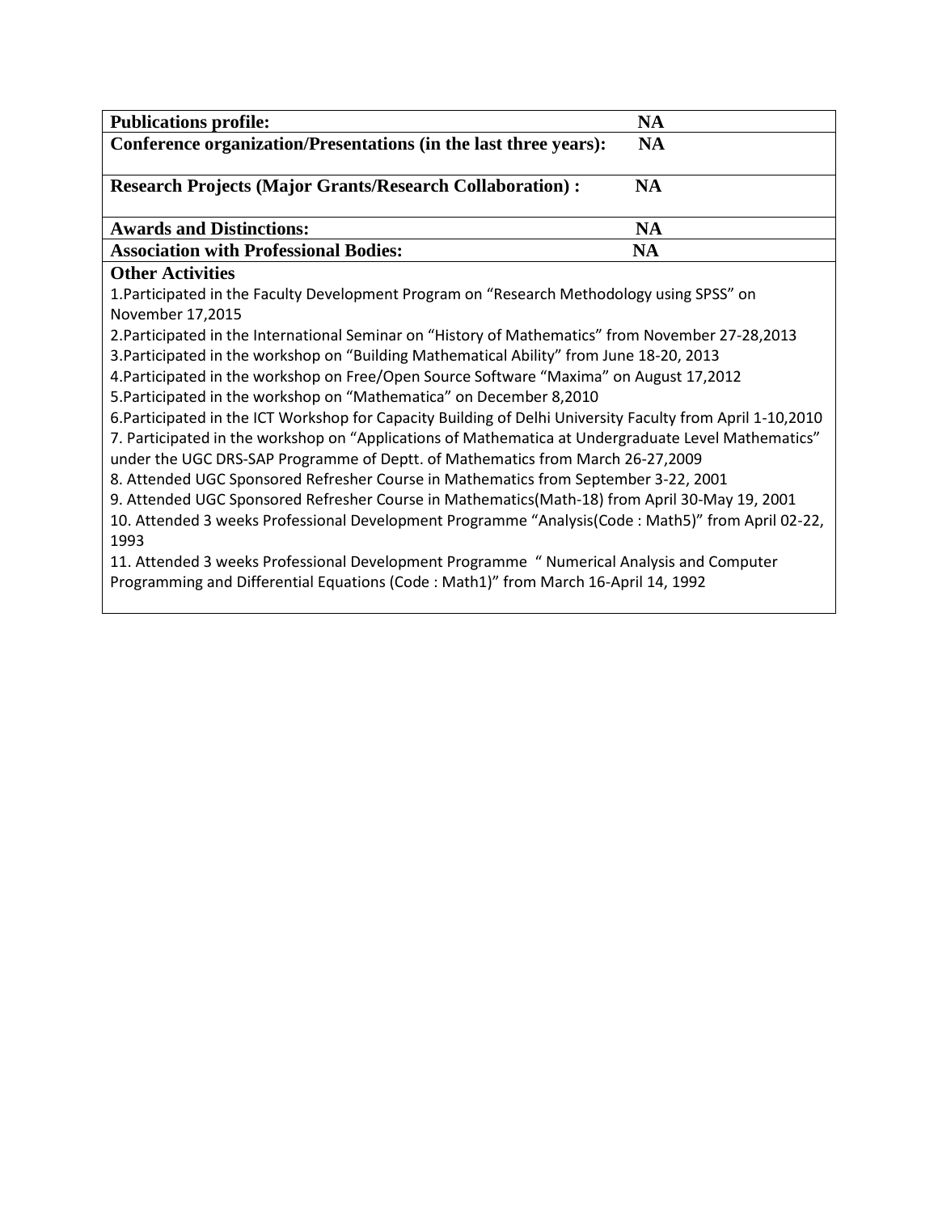| | |
|---|---|
| **Publications profile:** | **NA** |
| **Conference organization/Presentations (in the last three years):** | **NA** |
| **Research Projects (Major Grants/Research Collaboration) :** | **NA** |
| **Awards and Distinctions:** | **NA** |
| **Association with Professional Bodies:** | **NA** |

**Other Activities**

1.Participated in the Faculty Development Program on "Research Methodology using SPSS" on November 17,2015

2.Participated in the International Seminar on "History of Mathematics" from November 27-28,2013

3.Participated in the workshop on "Building Mathematical Ability" from June 18-20, 2013

4.Participated in the workshop on Free/Open Source Software "Maxima" on August 17,2012

5.Participated in the workshop on "Mathematica" on December 8,2010

6.Participated in the ICT Workshop for Capacity Building of Delhi University Faculty from April 1-10,2010

7. Participated in the workshop on "Applications of Mathematica at Undergraduate Level Mathematics" under the UGC DRS-SAP Programme of Deptt. of Mathematics from March 26-27,2009

8. Attended UGC Sponsored Refresher Course in Mathematics from September 3-22, 2001

9. Attended UGC Sponsored Refresher Course in Mathematics(Math-18) from April 30-May 19, 2001

10. Attended 3 weeks Professional Development Programme "Analysis(Code : Math5)" from April 02-22, 1993

11. Attended 3 weeks Professional Development Programme " Numerical Analysis and Computer Programming and Differential Equations (Code : Math1)" from March 16-April 14, 1992